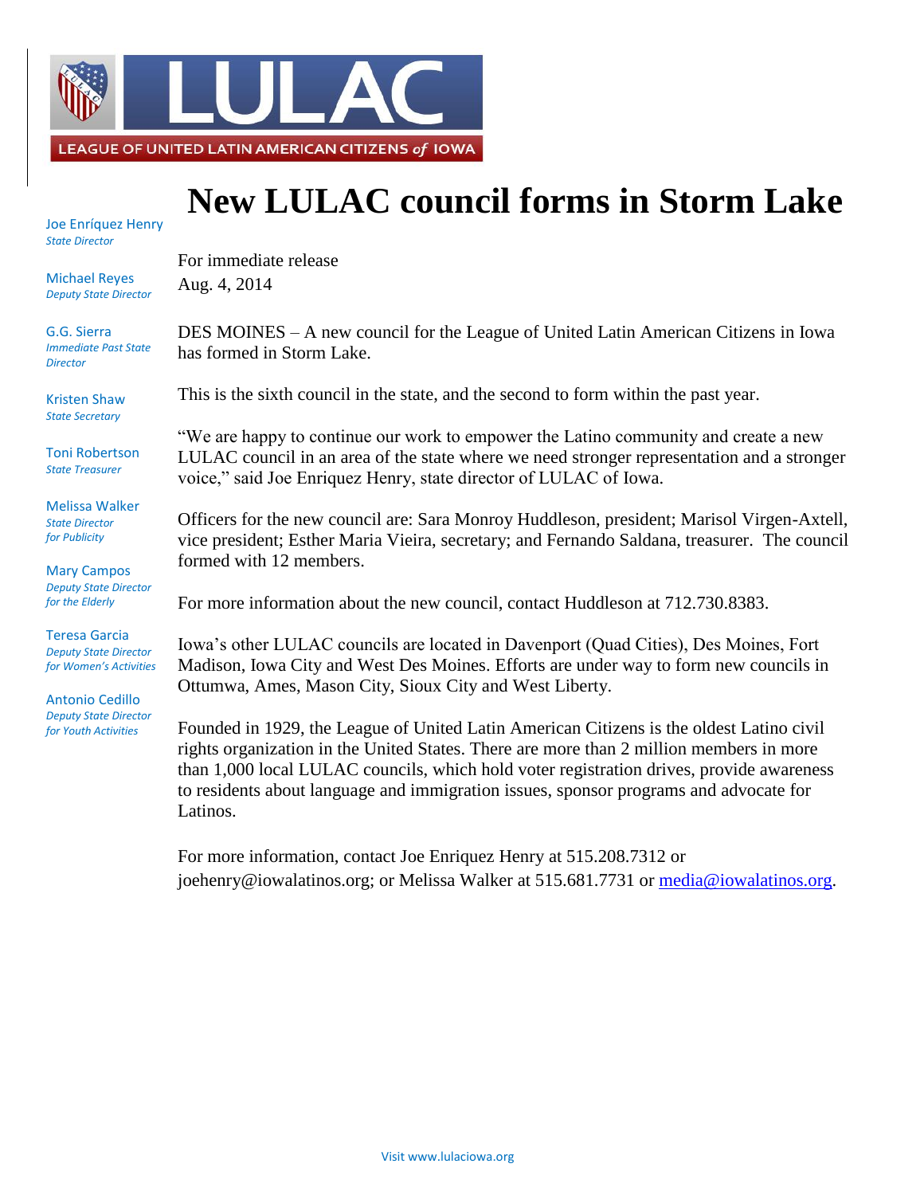LEAGUE OF UNITED LATIN AMERICAN CITIZENS *of* IOWA

Joe Enríquez Henry
*State Director*

Michael Reyes
*Deputy State Director*

G.G. Sierra
*Immediate Past State Director*

Kristen Shaw
*State Secretary*

Toni Robertson
*State Treasurer*

Melissa Walker
*State Director for Publicity*

Mary Campos
*Deputy State Director for the Elderly*

Teresa Garcia
*Deputy State Director for Women's Activities*

Antonio Cedillo
*Deputy State Director for Youth Activities*

# New LULAC council forms in Storm Lake

For immediate release
Aug. 4, 2014

DES MOINES – A new council for the League of United Latin American Citizens in Iowa has formed in Storm Lake.

This is the sixth council in the state, and the second to form within the past year.

"We are happy to continue our work to empower the Latino community and create a new LULAC council in an area of the state where we need stronger representation and a stronger voice," said Joe Enriquez Henry, state director of LULAC of Iowa.

Officers for the new council are: Sara Monroy Huddleson, president; Marisol Virgen-Axtell, vice president; Esther Maria Vieira, secretary; and Fernando Saldana, treasurer. The council formed with 12 members.

For more information about the new council, contact Huddleson at 712.730.8383.

Iowa's other LULAC councils are located in Davenport (Quad Cities), Des Moines, Fort Madison, Iowa City and West Des Moines. Efforts are under way to form new councils in Ottumwa, Ames, Mason City, Sioux City and West Liberty.

Founded in 1929, the League of United Latin American Citizens is the oldest Latino civil rights organization in the United States. There are more than 2 million members in more than 1,000 local LULAC councils, which hold voter registration drives, provide awareness to residents about language and immigration issues, sponsor programs and advocate for Latinos.

For more information, contact Joe Enriquez Henry at 515.208.7312 or joehenry@iowalatinos.org; or Melissa Walker at 515.681.7731 or media@iowalatinos.org.

Visit www.lulaciowa.org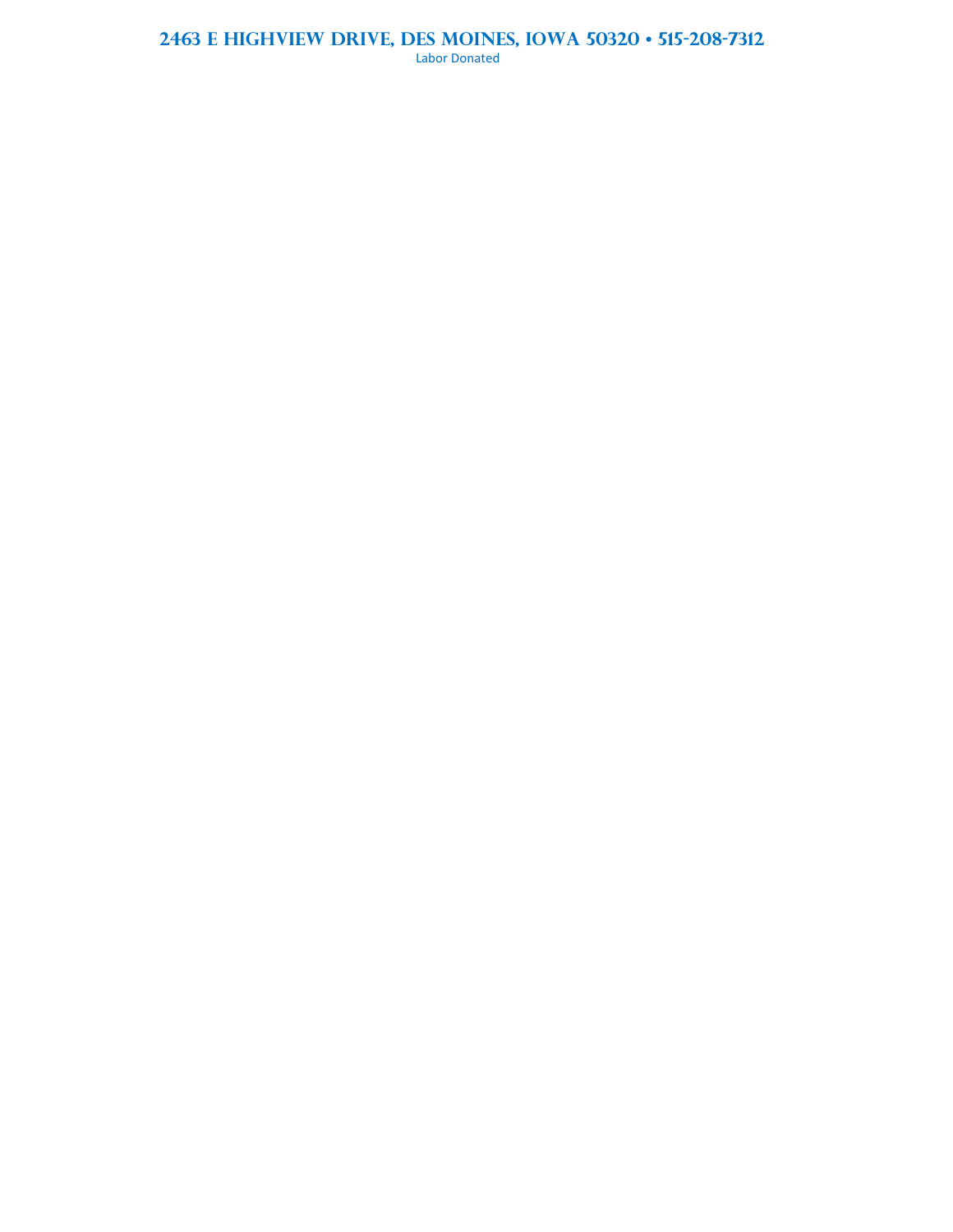**2463 E Highview Drive, Des Moines, Iowa 50320 • 515-208-7312**

Labor Donated